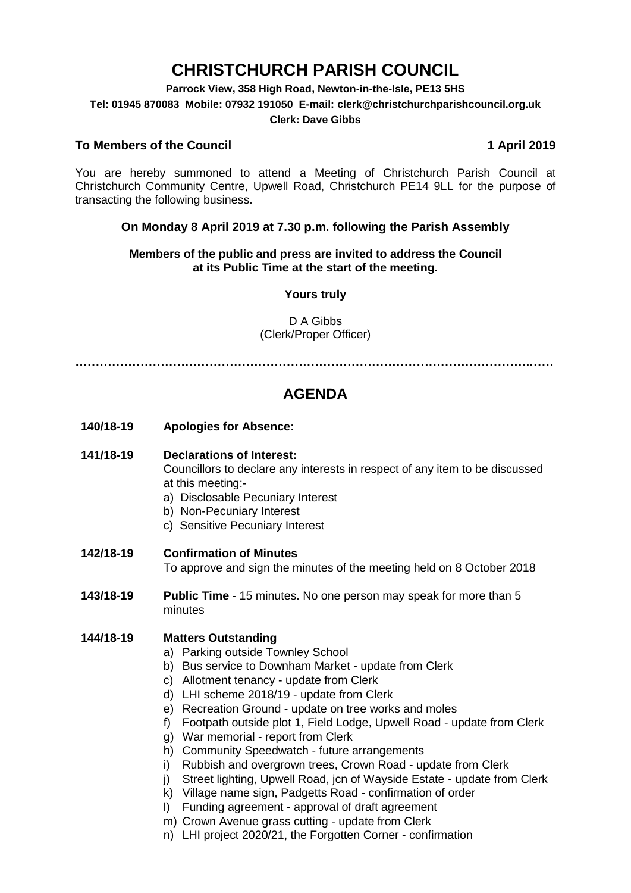# CHRISTCHURCH PARISH COUNCIL

**Parrock View, 358 High Road, Newton-in-the-Isle, PE13 5HS**

**Tel: 01945 870083 Mobile: 07932 191050 E-mail: clerk@christchurchparishcouncil.org.uk**

**Clerk: Dave Gibbs**

**To Members of the Council** **1 April 2019**

You are hereby summoned to attend a Meeting of Christchurch Parish Council at Christchurch Community Centre, Upwell Road, Christchurch PE14 9LL for the purpose of transacting the following business.

**On Monday 8 April 2019 at 7.30 p.m. following the Parish Assembly**

**Members of the public and press are invited to address the Council at its Public Time at the start of the meeting.**

**Yours truly**

D A Gibbs
(Clerk/Proper Officer)

…………………………………………………………………………………………………………

## AGENDA

**140/18-19 Apologies for Absence:**

**141/18-19 Declarations of Interest:**
Councillors to declare any interests in respect of any item to be discussed at this meeting:-

a) Disclosable Pecuniary Interest
b) Non-Pecuniary Interest
c) Sensitive Pecuniary Interest

**142/18-19 Confirmation of Minutes**
To approve and sign the minutes of the meeting held on 8 October 2018

**143/18-19 Public Time** - 15 minutes. No one person may speak for more than 5 minutes

**144/18-19 Matters Outstanding**

a) Parking outside Townley School
b) Bus service to Downham Market - update from Clerk
c) Allotment tenancy - update from Clerk
d) LHI scheme 2018/19 - update from Clerk
e) Recreation Ground - update on tree works and moles
f) Footpath outside plot 1, Field Lodge, Upwell Road - update from Clerk
g) War memorial - report from Clerk
h) Community Speedwatch - future arrangements
i) Rubbish and overgrown trees, Crown Road - update from Clerk
j) Street lighting, Upwell Road, jcn of Wayside Estate - update from Clerk
k) Village name sign, Padgetts Road - confirmation of order
l) Funding agreement - approval of draft agreement
m) Crown Avenue grass cutting - update from Clerk
n) LHI project 2020/21, the Forgotten Corner - confirmation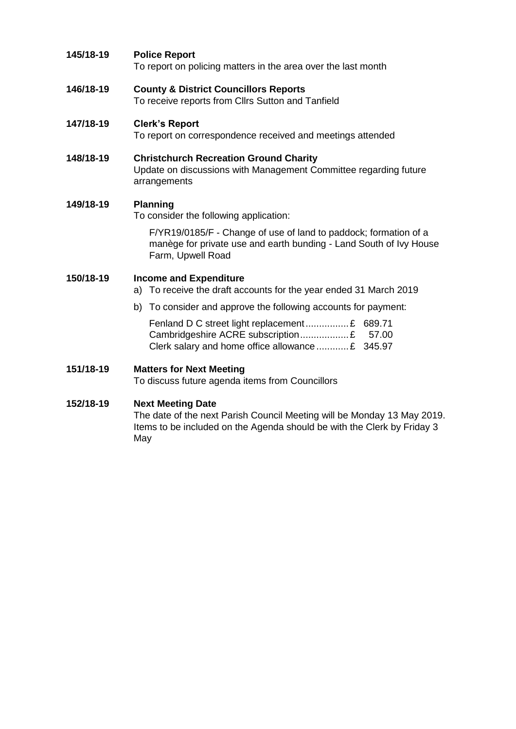**145/18-19 Police Report**

To report on policing matters in the area over the last month

**146/18-19 County & District Councillors Reports**

To receive reports from Cllrs Sutton and Tanfield

**147/18-19 Clerk's Report**

To report on correspondence received and meetings attended

**148/18-19 Christchurch Recreation Ground Charity**

Update on discussions with Management Committee regarding future arrangements

**149/18-19 Planning**

To consider the following application:

F/YR19/0185/F - Change of use of land to paddock; formation of a manège for private use and earth bunding - Land South of Ivy House Farm, Upwell Road

**150/18-19 Income and Expenditure**

a) To receive the draft accounts for the year ended 31 March 2019

b) To consider and approve the following accounts for payment:

Fenland D C street light replacement................£ 689.71
Cambridgeshire ACRE subscription..................£ 57.00
Clerk salary and home office allowance............£ 345.97

**151/18-19 Matters for Next Meeting**

To discuss future agenda items from Councillors

**152/18-19 Next Meeting Date**

The date of the next Parish Council Meeting will be Monday 13 May 2019. Items to be included on the Agenda should be with the Clerk by Friday 3 May